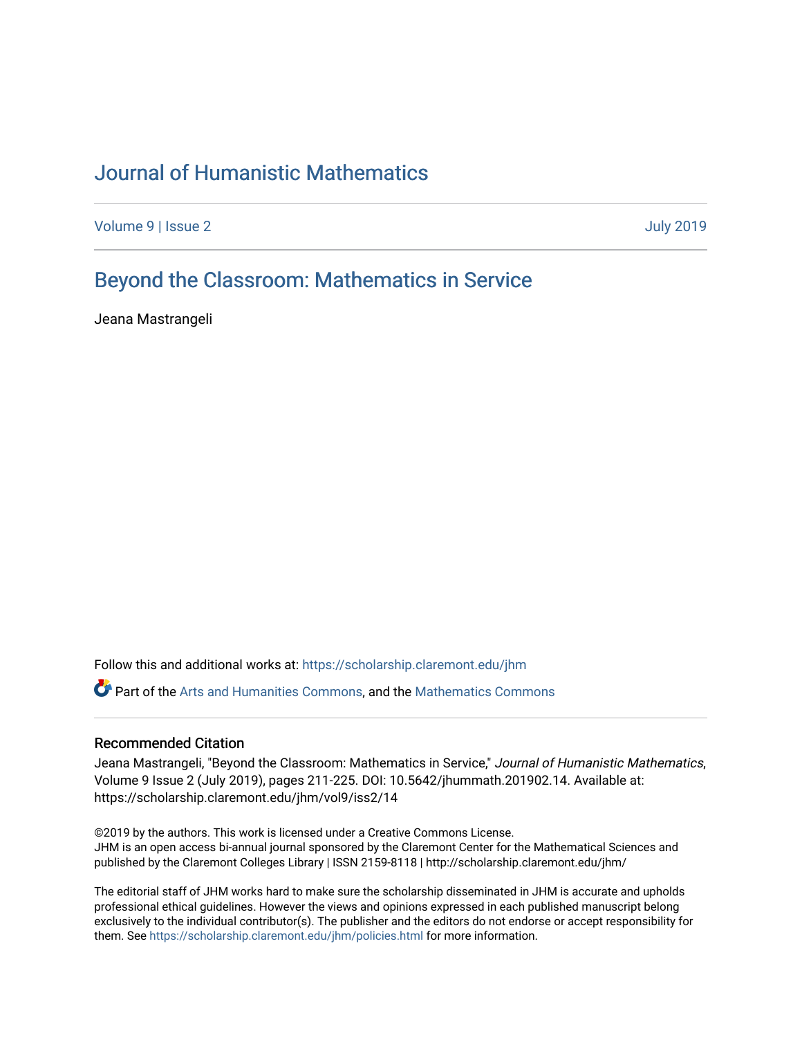# Journal of Humanistic Mathematics

Volume 9 | Issue 2 July 2019

## Beyond the Classroom: Mathematics in Service

Jeana Mastrangeli

Follow this and additional works at: https://scholarship.claremont.edu/jhm

Part of the Arts and Humanities Commons, and the Mathematics Commons

### Recommended Citation

Jeana Mastrangeli, "Beyond the Classroom: Mathematics in Service," *Journal of Humanistic Mathematics*, Volume 9 Issue 2 (July 2019), pages 211-225. DOI: 10.5642/jhummath.201902.14. Available at: https://scholarship.claremont.edu/jhm/vol9/iss2/14

©2019 by the authors. This work is licensed under a Creative Commons License.
JHM is an open access bi-annual journal sponsored by the Claremont Center for the Mathematical Sciences and published by the Claremont Colleges Library | ISSN 2159-8118 | http://scholarship.claremont.edu/jhm/

The editorial staff of JHM works hard to make sure the scholarship disseminated in JHM is accurate and upholds professional ethical guidelines. However the views and opinions expressed in each published manuscript belong exclusively to the individual contributor(s). The publisher and the editors do not endorse or accept responsibility for them. See https://scholarship.claremont.edu/jhm/policies.html for more information.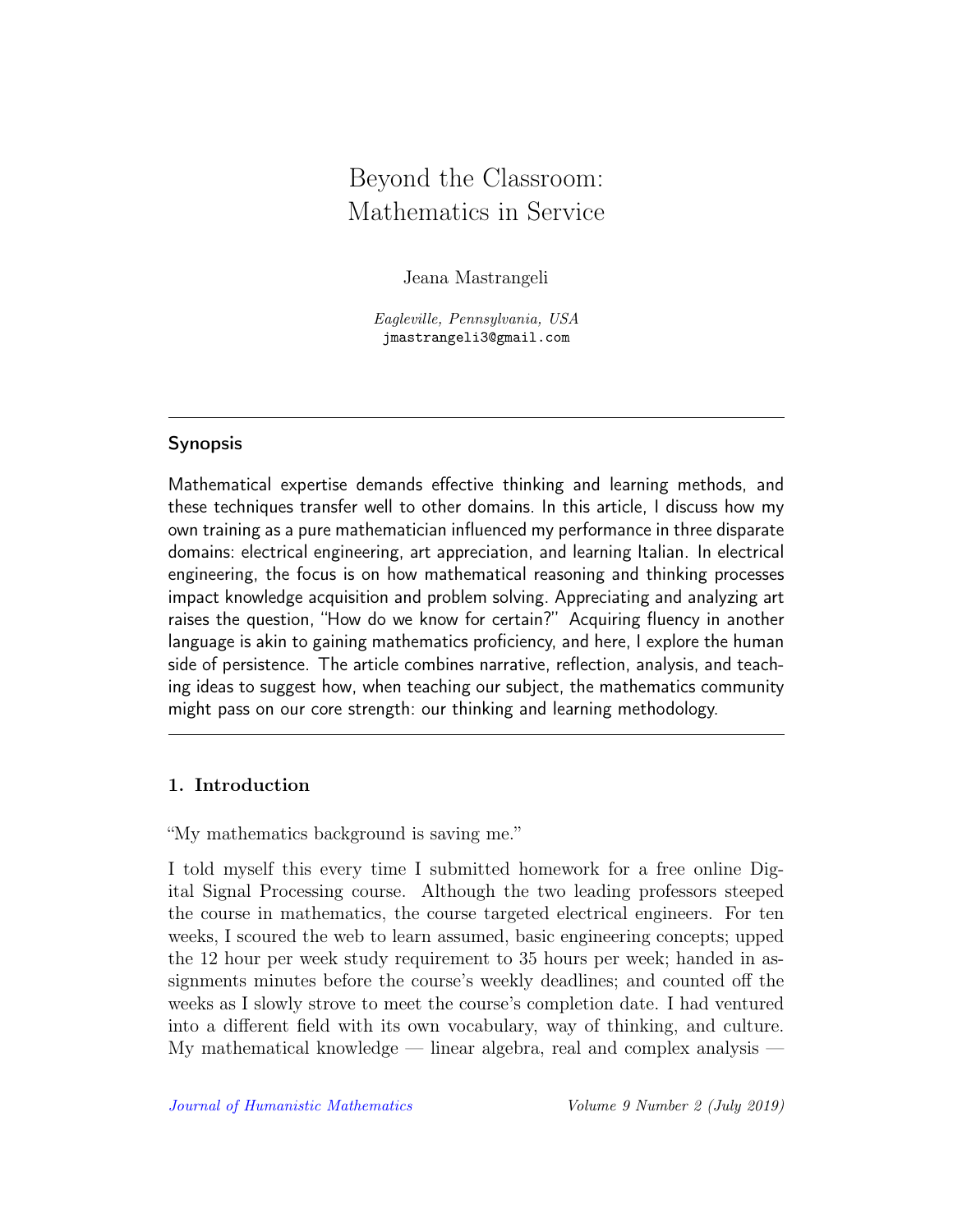# Beyond the Classroom: Mathematics in Service

Jeana Mastrangeli

*Eagleville, Pennsylvania, USA*
jmastrangeli3@gmail.com

---

### Synopsis

Mathematical expertise demands effective thinking and learning methods, and these techniques transfer well to other domains. In this article, I discuss how my own training as a pure mathematician influenced my performance in three disparate domains: electrical engineering, art appreciation, and learning Italian. In electrical engineering, the focus is on how mathematical reasoning and thinking processes impact knowledge acquisition and problem solving. Appreciating and analyzing art raises the question, "How do we know for certain?" Acquiring fluency in another language is akin to gaining mathematics proficiency, and here, I explore the human side of persistence. The article combines narrative, reflection, analysis, and teaching ideas to suggest how, when teaching our subject, the mathematics community might pass on our core strength: our thinking and learning methodology.

---

## 1. Introduction

"My mathematics background is saving me."

I told myself this every time I submitted homework for a free online Digital Signal Processing course. Although the two leading professors steeped the course in mathematics, the course targeted electrical engineers. For ten weeks, I scoured the web to learn assumed, basic engineering concepts; upped the 12 hour per week study requirement to 35 hours per week; handed in assignments minutes before the course's weekly deadlines; and counted off the weeks as I slowly strove to meet the course's completion date. I had ventured into a different field with its own vocabulary, way of thinking, and culture. My mathematical knowledge — linear algebra, real and complex analysis —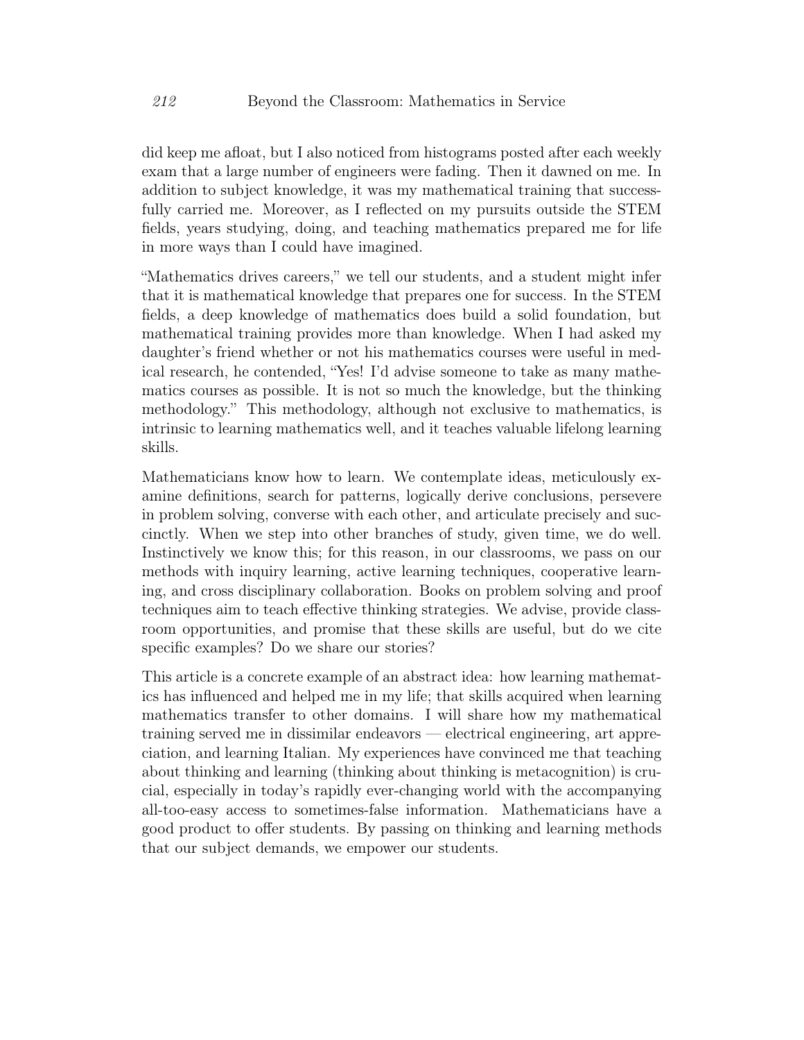did keep me afloat, but I also noticed from histograms posted after each weekly exam that a large number of engineers were fading. Then it dawned on me. In addition to subject knowledge, it was my mathematical training that successfully carried me. Moreover, as I reflected on my pursuits outside the STEM fields, years studying, doing, and teaching mathematics prepared me for life in more ways than I could have imagined.

"Mathematics drives careers," we tell our students, and a student might infer that it is mathematical knowledge that prepares one for success. In the STEM fields, a deep knowledge of mathematics does build a solid foundation, but mathematical training provides more than knowledge. When I had asked my daughter's friend whether or not his mathematics courses were useful in medical research, he contended, "Yes! I'd advise someone to take as many mathematics courses as possible. It is not so much the knowledge, but the thinking methodology." This methodology, although not exclusive to mathematics, is intrinsic to learning mathematics well, and it teaches valuable lifelong learning skills.

Mathematicians know how to learn. We contemplate ideas, meticulously examine definitions, search for patterns, logically derive conclusions, persevere in problem solving, converse with each other, and articulate precisely and succinctly. When we step into other branches of study, given time, we do well. Instinctively we know this; for this reason, in our classrooms, we pass on our methods with inquiry learning, active learning techniques, cooperative learning, and cross disciplinary collaboration. Books on problem solving and proof techniques aim to teach effective thinking strategies. We advise, provide classroom opportunities, and promise that these skills are useful, but do we cite specific examples? Do we share our stories?

This article is a concrete example of an abstract idea: how learning mathematics has influenced and helped me in my life; that skills acquired when learning mathematics transfer to other domains. I will share how my mathematical training served me in dissimilar endeavors — electrical engineering, art appreciation, and learning Italian. My experiences have convinced me that teaching about thinking and learning (thinking about thinking is metacognition) is crucial, especially in today's rapidly ever-changing world with the accompanying all-too-easy access to sometimes-false information. Mathematicians have a good product to offer students. By passing on thinking and learning methods that our subject demands, we empower our students.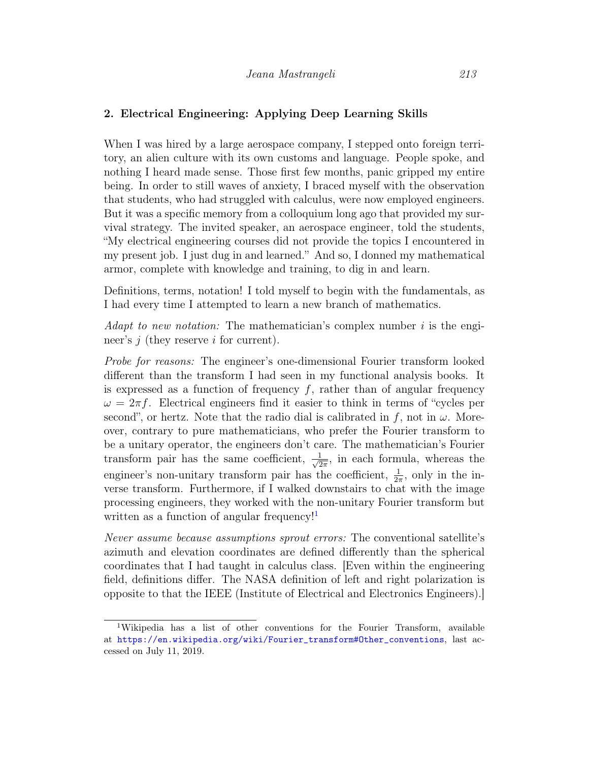## 2. Electrical Engineering: Applying Deep Learning Skills

When I was hired by a large aerospace company, I stepped onto foreign territory, an alien culture with its own customs and language. People spoke, and nothing I heard made sense. Those first few months, panic gripped my entire being. In order to still waves of anxiety, I braced myself with the observation that students, who had struggled with calculus, were now employed engineers. But it was a specific memory from a colloquium long ago that provided my survival strategy. The invited speaker, an aerospace engineer, told the students, "My electrical engineering courses did not provide the topics I encountered in my present job. I just dug in and learned." And so, I donned my mathematical armor, complete with knowledge and training, to dig in and learn.

Definitions, terms, notation! I told myself to begin with the fundamentals, as I had every time I attempted to learn a new branch of mathematics.

*Adapt to new notation:* The mathematician's complex number $i$ is the engineer's $j$ (they reserve $i$ for current).

*Probe for reasons:* The engineer's one-dimensional Fourier transform looked different than the transform I had seen in my functional analysis books. It is expressed as a function of frequency $f$, rather than of angular frequency $\omega = 2\pi f$. Electrical engineers find it easier to think in terms of "cycles per second", or hertz. Note that the radio dial is calibrated in $f$, not in $\omega$. Moreover, contrary to pure mathematicians, who prefer the Fourier transform to be a unitary operator, the engineers don't care. The mathematician's Fourier transform pair has the same coefficient, $\frac{1}{\sqrt{2\pi}}$, in each formula, whereas the engineer's non-unitary transform pair has the coefficient, $\frac{1}{2\pi}$, only in the inverse transform. Furthermore, if I walked downstairs to chat with the image processing engineers, they worked with the non-unitary Fourier transform but written as a function of angular frequency![1]

*Never assume because assumptions sprout errors:* The conventional satellite's azimuth and elevation coordinates are defined differently than the spherical coordinates that I had taught in calculus class. [Even within the engineering field, definitions differ. The NASA definition of left and right polarization is opposite to that the IEEE (Institute of Electrical and Electronics Engineers).]

---

[1] Wikipedia has a list of other conventions for the Fourier Transform, available at https://en.wikipedia.org/wiki/Fourier_transform#Other_conventions, last accessed on July 11, 2019.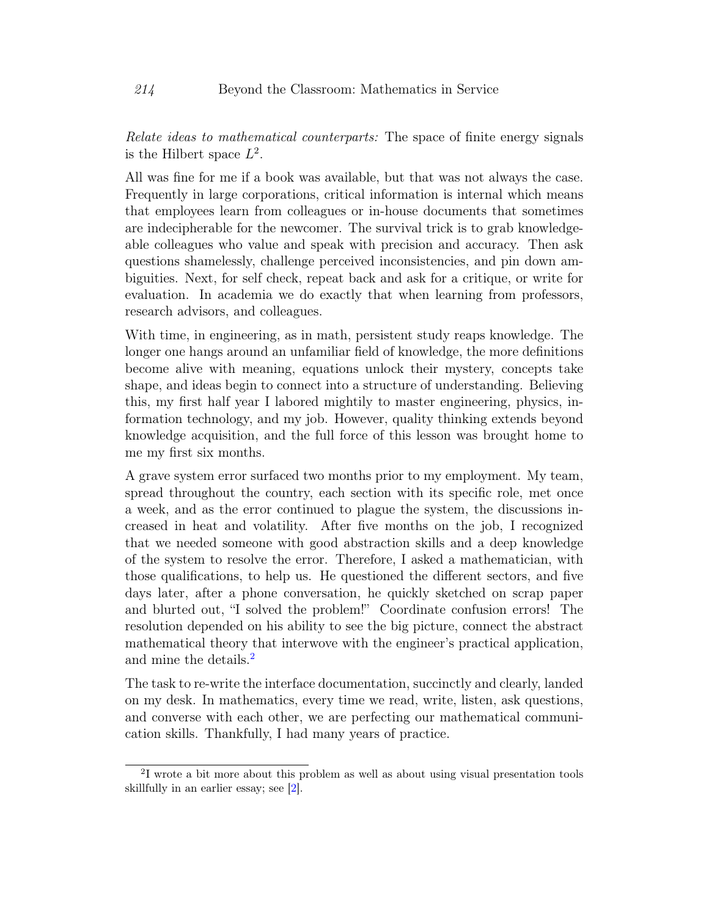*Relate ideas to mathematical counterparts:* The space of finite energy signals is the Hilbert space $L^2$.

All was fine for me if a book was available, but that was not always the case. Frequently in large corporations, critical information is internal which means that employees learn from colleagues or in-house documents that sometimes are indecipherable for the newcomer. The survival trick is to grab knowledgeable colleagues who value and speak with precision and accuracy. Then ask questions shamelessly, challenge perceived inconsistencies, and pin down ambiguities. Next, for self check, repeat back and ask for a critique, or write for evaluation. In academia we do exactly that when learning from professors, research advisors, and colleagues.

With time, in engineering, as in math, persistent study reaps knowledge. The longer one hangs around an unfamiliar field of knowledge, the more definitions become alive with meaning, equations unlock their mystery, concepts take shape, and ideas begin to connect into a structure of understanding. Believing this, my first half year I labored mightily to master engineering, physics, information technology, and my job. However, quality thinking extends beyond knowledge acquisition, and the full force of this lesson was brought home to me my first six months.

A grave system error surfaced two months prior to my employment. My team, spread throughout the country, each section with its specific role, met once a week, and as the error continued to plague the system, the discussions increased in heat and volatility. After five months on the job, I recognized that we needed someone with good abstraction skills and a deep knowledge of the system to resolve the error. Therefore, I asked a mathematician, with those qualifications, to help us. He questioned the different sectors, and five days later, after a phone conversation, he quickly sketched on scrap paper and blurted out, "I solved the problem!" Coordinate confusion errors! The resolution depended on his ability to see the big picture, connect the abstract mathematical theory that interwove with the engineer's practical application, and mine the details.[2]

The task to re-write the interface documentation, succinctly and clearly, landed on my desk. In mathematics, every time we read, write, listen, ask questions, and converse with each other, we are perfecting our mathematical communication skills. Thankfully, I had many years of practice.

[2] I wrote a bit more about this problem as well as about using visual presentation tools skillfully in an earlier essay; see [2].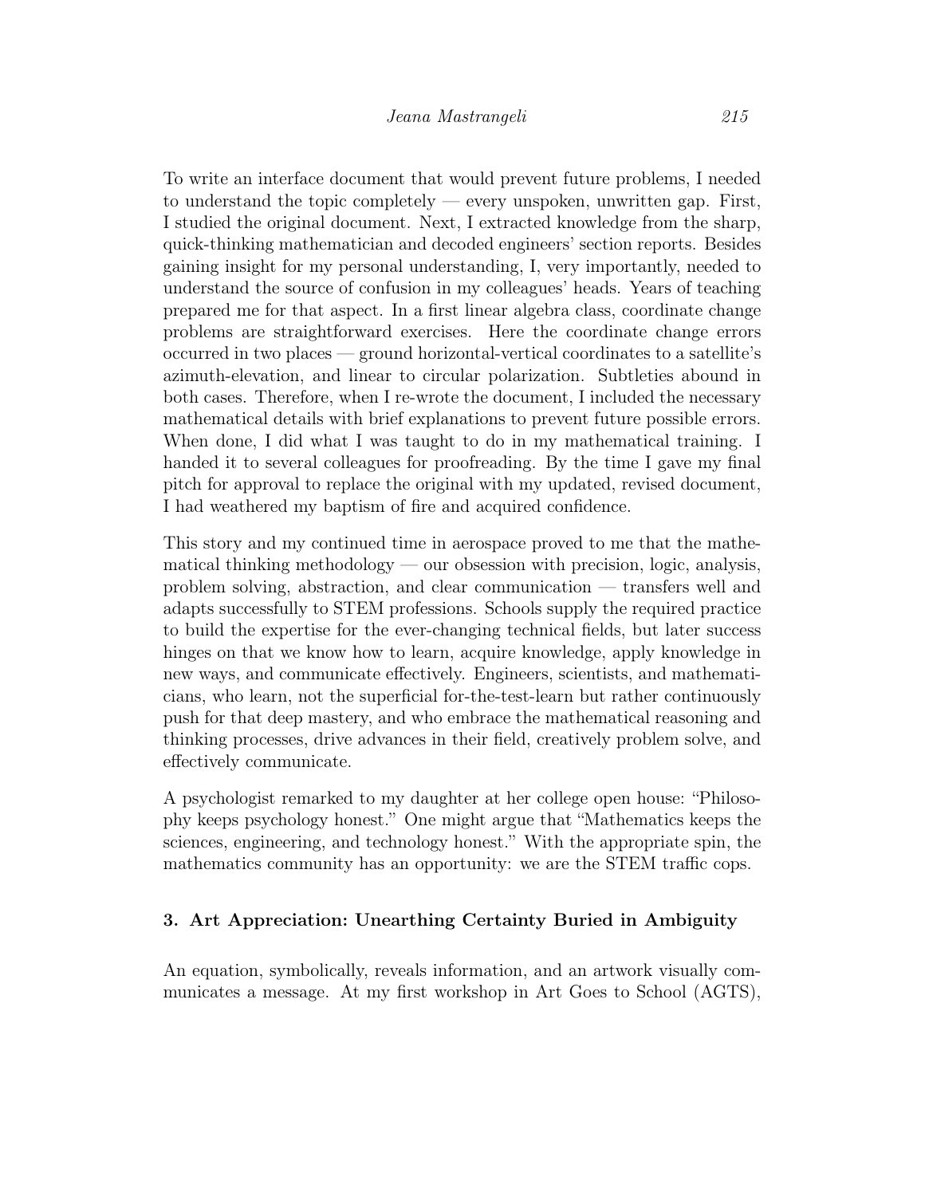To write an interface document that would prevent future problems, I needed to understand the topic completely — every unspoken, unwritten gap. First, I studied the original document. Next, I extracted knowledge from the sharp, quick-thinking mathematician and decoded engineers' section reports. Besides gaining insight for my personal understanding, I, very importantly, needed to understand the source of confusion in my colleagues' heads. Years of teaching prepared me for that aspect. In a first linear algebra class, coordinate change problems are straightforward exercises. Here the coordinate change errors occurred in two places — ground horizontal-vertical coordinates to a satellite's azimuth-elevation, and linear to circular polarization. Subtleties abound in both cases. Therefore, when I re-wrote the document, I included the necessary mathematical details with brief explanations to prevent future possible errors. When done, I did what I was taught to do in my mathematical training. I handed it to several colleagues for proofreading. By the time I gave my final pitch for approval to replace the original with my updated, revised document, I had weathered my baptism of fire and acquired confidence.

This story and my continued time in aerospace proved to me that the mathematical thinking methodology — our obsession with precision, logic, analysis, problem solving, abstraction, and clear communication — transfers well and adapts successfully to STEM professions. Schools supply the required practice to build the expertise for the ever-changing technical fields, but later success hinges on that we know how to learn, acquire knowledge, apply knowledge in new ways, and communicate effectively. Engineers, scientists, and mathematicians, who learn, not the superficial for-the-test-learn but rather continuously push for that deep mastery, and who embrace the mathematical reasoning and thinking processes, drive advances in their field, creatively problem solve, and effectively communicate.

A psychologist remarked to my daughter at her college open house: "Philosophy keeps psychology honest." One might argue that "Mathematics keeps the sciences, engineering, and technology honest." With the appropriate spin, the mathematics community has an opportunity: we are the STEM traffic cops.

## 3. Art Appreciation: Unearthing Certainty Buried in Ambiguity

An equation, symbolically, reveals information, and an artwork visually communicates a message. At my first workshop in Art Goes to School (AGTS),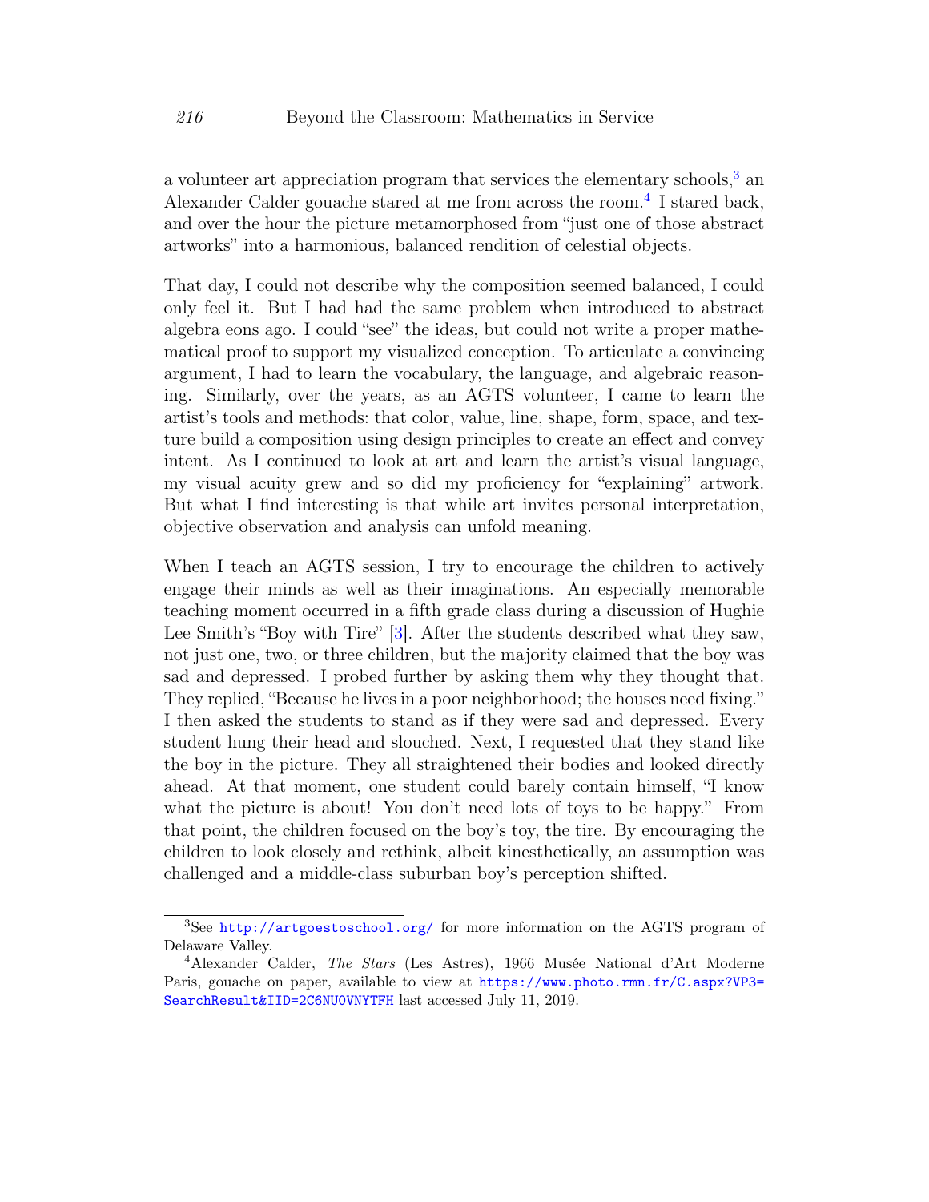a volunteer art appreciation program that services the elementary schools,[3] an Alexander Calder gouache stared at me from across the room.[4] I stared back, and over the hour the picture metamorphosed from "just one of those abstract artworks" into a harmonious, balanced rendition of celestial objects.

That day, I could not describe why the composition seemed balanced, I could only feel it. But I had had the same problem when introduced to abstract algebra eons ago. I could "see" the ideas, but could not write a proper mathematical proof to support my visualized conception. To articulate a convincing argument, I had to learn the vocabulary, the language, and algebraic reasoning. Similarly, over the years, as an AGTS volunteer, I came to learn the artist's tools and methods: that color, value, line, shape, form, space, and texture build a composition using design principles to create an effect and convey intent. As I continued to look at art and learn the artist's visual language, my visual acuity grew and so did my proficiency for "explaining" artwork. But what I find interesting is that while art invites personal interpretation, objective observation and analysis can unfold meaning.

When I teach an AGTS session, I try to encourage the children to actively engage their minds as well as their imaginations. An especially memorable teaching moment occurred in a fifth grade class during a discussion of Hughie Lee Smith's "Boy with Tire" [3]. After the students described what they saw, not just one, two, or three children, but the majority claimed that the boy was sad and depressed. I probed further by asking them why they thought that. They replied, "Because he lives in a poor neighborhood; the houses need fixing." I then asked the students to stand as if they were sad and depressed. Every student hung their head and slouched. Next, I requested that they stand like the boy in the picture. They all straightened their bodies and looked directly ahead. At that moment, one student could barely contain himself, "I know what the picture is about! You don't need lots of toys to be happy." From that point, the children focused on the boy's toy, the tire. By encouraging the children to look closely and rethink, albeit kinesthetically, an assumption was challenged and a middle-class suburban boy's perception shifted.

---

[3] See http://artgoestoschool.org/ for more information on the AGTS program of Delaware Valley.

[4] Alexander Calder, *The Stars* (Les Astres), 1966 Musée National d'Art Moderne Paris, gouache on paper, available to view at https://www.photo.rmn.fr/C.aspx?VP3=SearchResult&IID=2C6NU0VNYTFH last accessed July 11, 2019.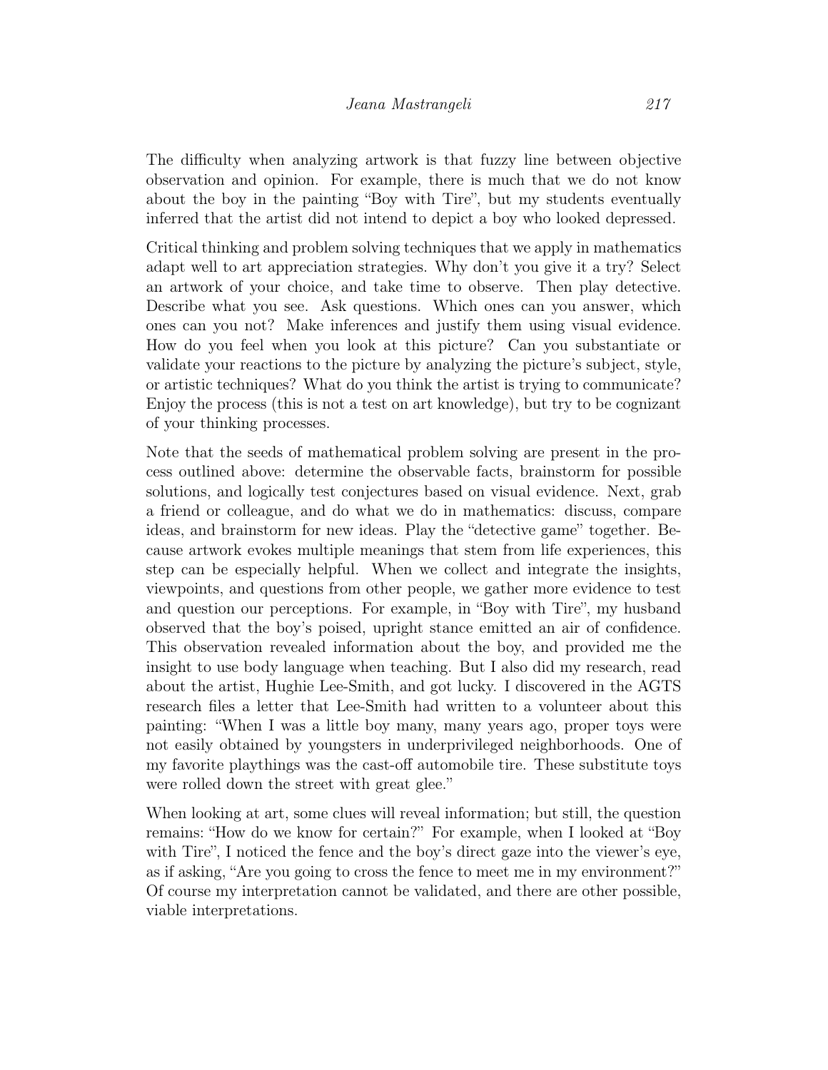The difficulty when analyzing artwork is that fuzzy line between objective observation and opinion. For example, there is much that we do not know about the boy in the painting "Boy with Tire", but my students eventually inferred that the artist did not intend to depict a boy who looked depressed.

Critical thinking and problem solving techniques that we apply in mathematics adapt well to art appreciation strategies. Why don't you give it a try? Select an artwork of your choice, and take time to observe. Then play detective. Describe what you see. Ask questions. Which ones can you answer, which ones can you not? Make inferences and justify them using visual evidence. How do you feel when you look at this picture? Can you substantiate or validate your reactions to the picture by analyzing the picture's subject, style, or artistic techniques? What do you think the artist is trying to communicate? Enjoy the process (this is not a test on art knowledge), but try to be cognizant of your thinking processes.

Note that the seeds of mathematical problem solving are present in the process outlined above: determine the observable facts, brainstorm for possible solutions, and logically test conjectures based on visual evidence. Next, grab a friend or colleague, and do what we do in mathematics: discuss, compare ideas, and brainstorm for new ideas. Play the "detective game" together. Because artwork evokes multiple meanings that stem from life experiences, this step can be especially helpful. When we collect and integrate the insights, viewpoints, and questions from other people, we gather more evidence to test and question our perceptions. For example, in "Boy with Tire", my husband observed that the boy's poised, upright stance emitted an air of confidence. This observation revealed information about the boy, and provided me the insight to use body language when teaching. But I also did my research, read about the artist, Hughie Lee-Smith, and got lucky. I discovered in the AGTS research files a letter that Lee-Smith had written to a volunteer about this painting: "When I was a little boy many, many years ago, proper toys were not easily obtained by youngsters in underprivileged neighborhoods. One of my favorite playthings was the cast-off automobile tire. These substitute toys were rolled down the street with great glee."

When looking at art, some clues will reveal information; but still, the question remains: "How do we know for certain?" For example, when I looked at "Boy with Tire", I noticed the fence and the boy's direct gaze into the viewer's eye, as if asking, "Are you going to cross the fence to meet me in my environment?" Of course my interpretation cannot be validated, and there are other possible, viable interpretations.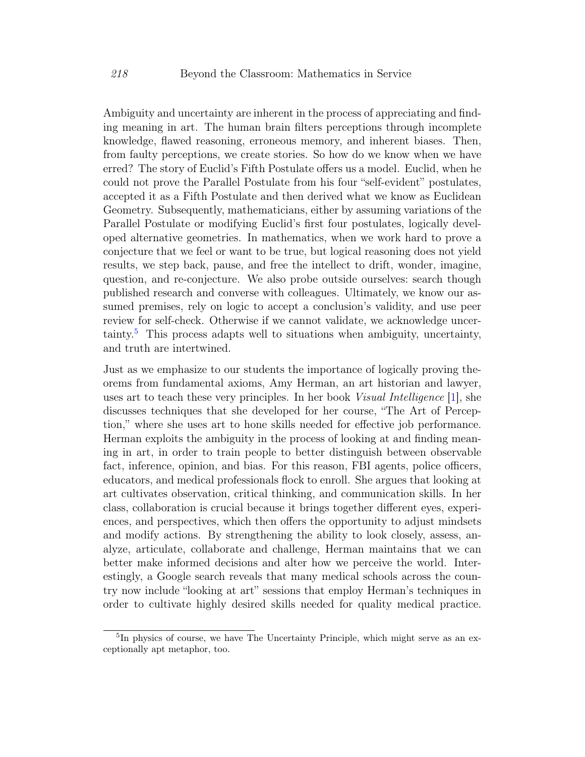Ambiguity and uncertainty are inherent in the process of appreciating and finding meaning in art. The human brain filters perceptions through incomplete knowledge, flawed reasoning, erroneous memory, and inherent biases. Then, from faulty perceptions, we create stories. So how do we know when we have erred? The story of Euclid's Fifth Postulate offers us a model. Euclid, when he could not prove the Parallel Postulate from his four "self-evident" postulates, accepted it as a Fifth Postulate and then derived what we know as Euclidean Geometry. Subsequently, mathematicians, either by assuming variations of the Parallel Postulate or modifying Euclid's first four postulates, logically developed alternative geometries. In mathematics, when we work hard to prove a conjecture that we feel or want to be true, but logical reasoning does not yield results, we step back, pause, and free the intellect to drift, wonder, imagine, question, and re-conjecture. We also probe outside ourselves: search though published research and converse with colleagues. Ultimately, we know our assumed premises, rely on logic to accept a conclusion's validity, and use peer review for self-check. Otherwise if we cannot validate, we acknowledge uncertainty.[5] This process adapts well to situations when ambiguity, uncertainty, and truth are intertwined.

Just as we emphasize to our students the importance of logically proving theorems from fundamental axioms, Amy Herman, an art historian and lawyer, uses art to teach these very principles. In her book *Visual Intelligence* [1], she discusses techniques that she developed for her course, "The Art of Perception," where she uses art to hone skills needed for effective job performance. Herman exploits the ambiguity in the process of looking at and finding meaning in art, in order to train people to better distinguish between observable fact, inference, opinion, and bias. For this reason, FBI agents, police officers, educators, and medical professionals flock to enroll. She argues that looking at art cultivates observation, critical thinking, and communication skills. In her class, collaboration is crucial because it brings together different eyes, experiences, and perspectives, which then offers the opportunity to adjust mindsets and modify actions. By strengthening the ability to look closely, assess, analyze, articulate, collaborate and challenge, Herman maintains that we can better make informed decisions and alter how we perceive the world. Interestingly, a Google search reveals that many medical schools across the country now include "looking at art" sessions that employ Herman's techniques in order to cultivate highly desired skills needed for quality medical practice.

[5] In physics of course, we have The Uncertainty Principle, which might serve as an exceptionally apt metaphor, too.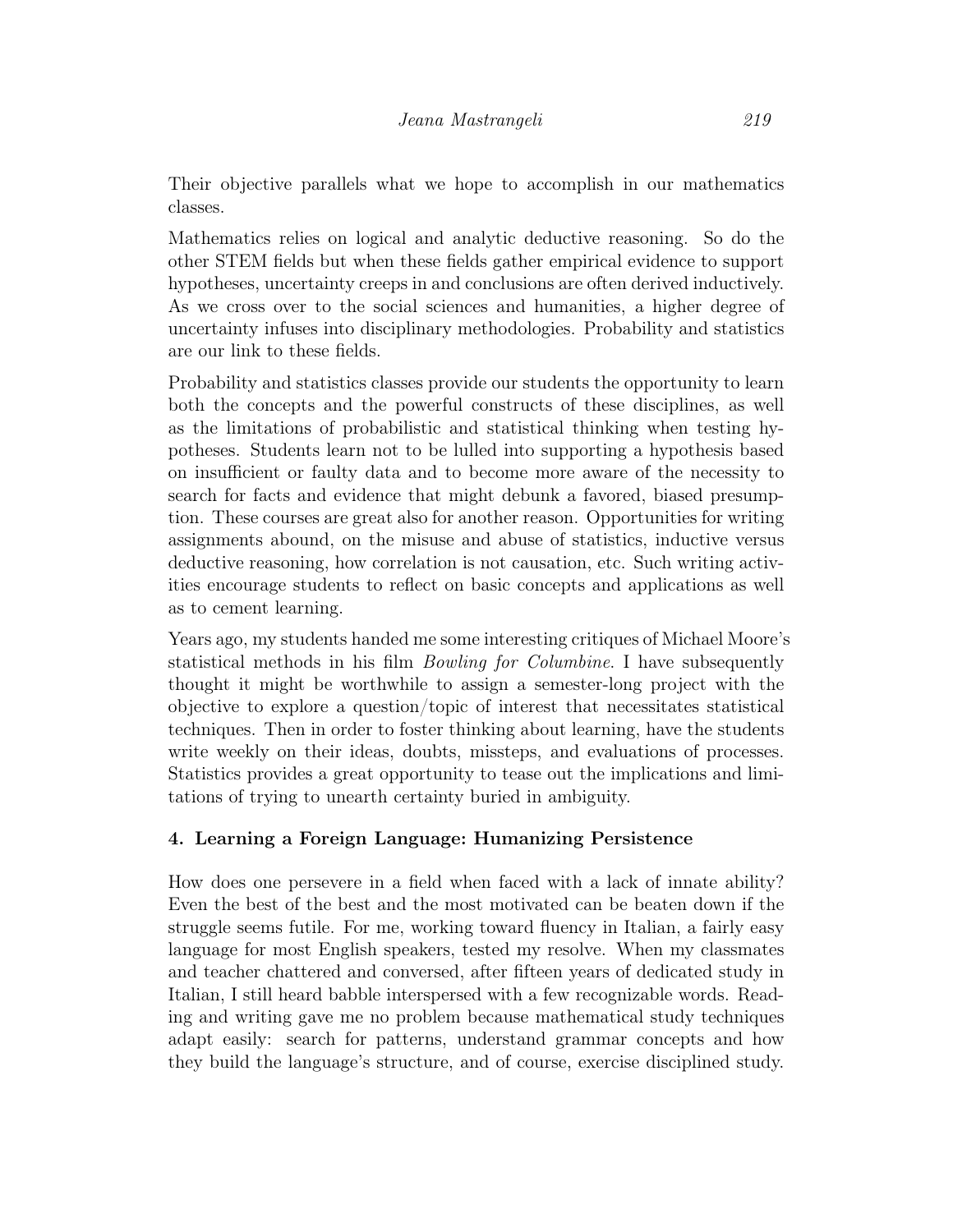Their objective parallels what we hope to accomplish in our mathematics classes.

Mathematics relies on logical and analytic deductive reasoning. So do the other STEM fields but when these fields gather empirical evidence to support hypotheses, uncertainty creeps in and conclusions are often derived inductively. As we cross over to the social sciences and humanities, a higher degree of uncertainty infuses into disciplinary methodologies. Probability and statistics are our link to these fields.

Probability and statistics classes provide our students the opportunity to learn both the concepts and the powerful constructs of these disciplines, as well as the limitations of probabilistic and statistical thinking when testing hypotheses. Students learn not to be lulled into supporting a hypothesis based on insufficient or faulty data and to become more aware of the necessity to search for facts and evidence that might debunk a favored, biased presumption. These courses are great also for another reason. Opportunities for writing assignments abound, on the misuse and abuse of statistics, inductive versus deductive reasoning, how correlation is not causation, etc. Such writing activities encourage students to reflect on basic concepts and applications as well as to cement learning.

Years ago, my students handed me some interesting critiques of Michael Moore's statistical methods in his film *Bowling for Columbine*. I have subsequently thought it might be worthwhile to assign a semester-long project with the objective to explore a question/topic of interest that necessitates statistical techniques. Then in order to foster thinking about learning, have the students write weekly on their ideas, doubts, missteps, and evaluations of processes. Statistics provides a great opportunity to tease out the implications and limitations of trying to unearth certainty buried in ambiguity.

## 4. Learning a Foreign Language: Humanizing Persistence

How does one persevere in a field when faced with a lack of innate ability? Even the best of the best and the most motivated can be beaten down if the struggle seems futile. For me, working toward fluency in Italian, a fairly easy language for most English speakers, tested my resolve. When my classmates and teacher chattered and conversed, after fifteen years of dedicated study in Italian, I still heard babble interspersed with a few recognizable words. Reading and writing gave me no problem because mathematical study techniques adapt easily: search for patterns, understand grammar concepts and how they build the language's structure, and of course, exercise disciplined study.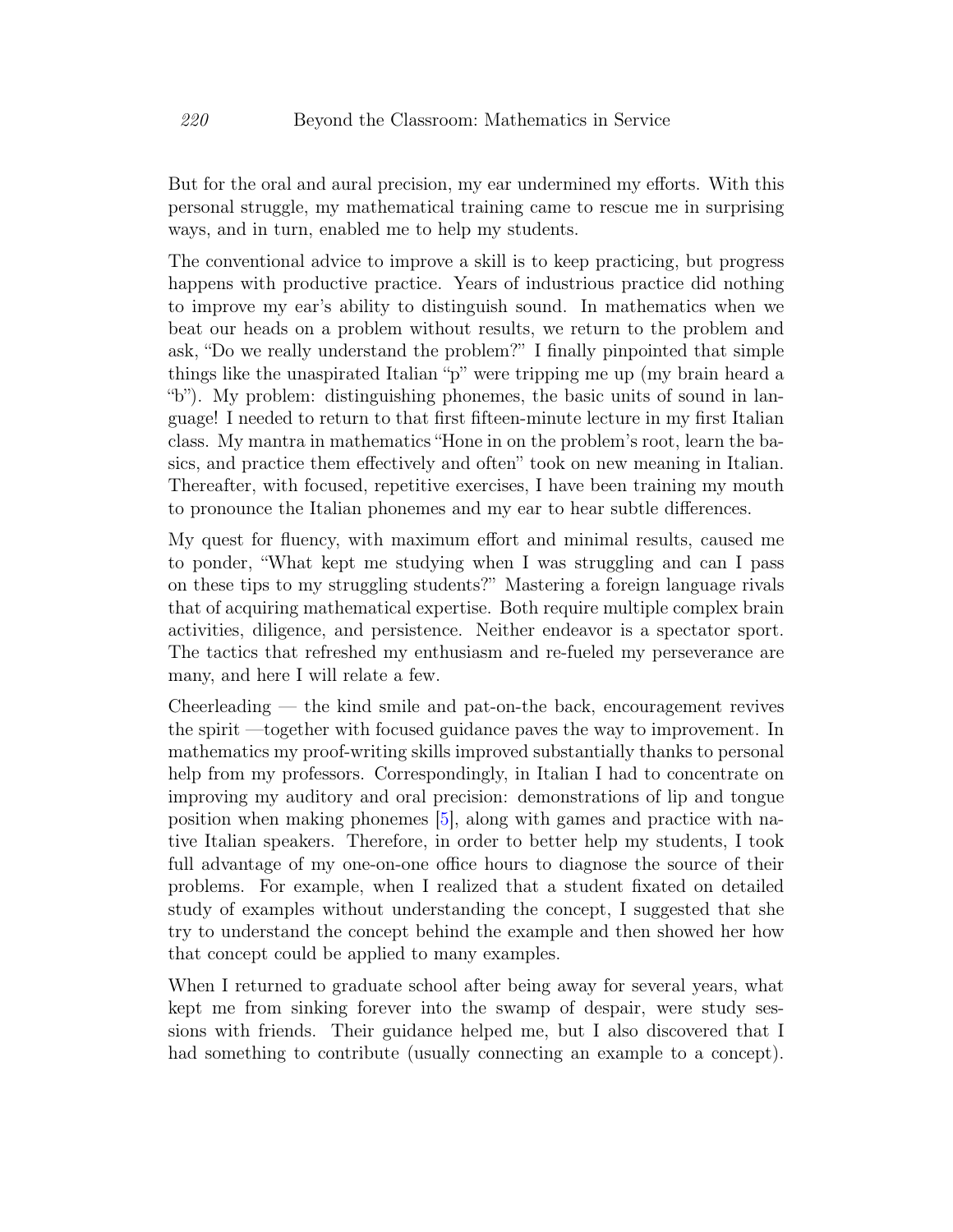But for the oral and aural precision, my ear undermined my efforts. With this personal struggle, my mathematical training came to rescue me in surprising ways, and in turn, enabled me to help my students.

The conventional advice to improve a skill is to keep practicing, but progress happens with productive practice. Years of industrious practice did nothing to improve my ear's ability to distinguish sound. In mathematics when we beat our heads on a problem without results, we return to the problem and ask, "Do we really understand the problem?" I finally pinpointed that simple things like the unaspirated Italian "p" were tripping me up (my brain heard a "b"). My problem: distinguishing phonemes, the basic units of sound in language! I needed to return to that first fifteen-minute lecture in my first Italian class. My mantra in mathematics "Hone in on the problem's root, learn the basics, and practice them effectively and often" took on new meaning in Italian. Thereafter, with focused, repetitive exercises, I have been training my mouth to pronounce the Italian phonemes and my ear to hear subtle differences.

My quest for fluency, with maximum effort and minimal results, caused me to ponder, "What kept me studying when I was struggling and can I pass on these tips to my struggling students?" Mastering a foreign language rivals that of acquiring mathematical expertise. Both require multiple complex brain activities, diligence, and persistence. Neither endeavor is a spectator sport. The tactics that refreshed my enthusiasm and re-fueled my perseverance are many, and here I will relate a few.

Cheerleading — the kind smile and pat-on-the back, encouragement revives the spirit —together with focused guidance paves the way to improvement. In mathematics my proof-writing skills improved substantially thanks to personal help from my professors. Correspondingly, in Italian I had to concentrate on improving my auditory and oral precision: demonstrations of lip and tongue position when making phonemes [5], along with games and practice with native Italian speakers. Therefore, in order to better help my students, I took full advantage of my one-on-one office hours to diagnose the source of their problems. For example, when I realized that a student fixated on detailed study of examples without understanding the concept, I suggested that she try to understand the concept behind the example and then showed her how that concept could be applied to many examples.

When I returned to graduate school after being away for several years, what kept me from sinking forever into the swamp of despair, were study sessions with friends. Their guidance helped me, but I also discovered that I had something to contribute (usually connecting an example to a concept).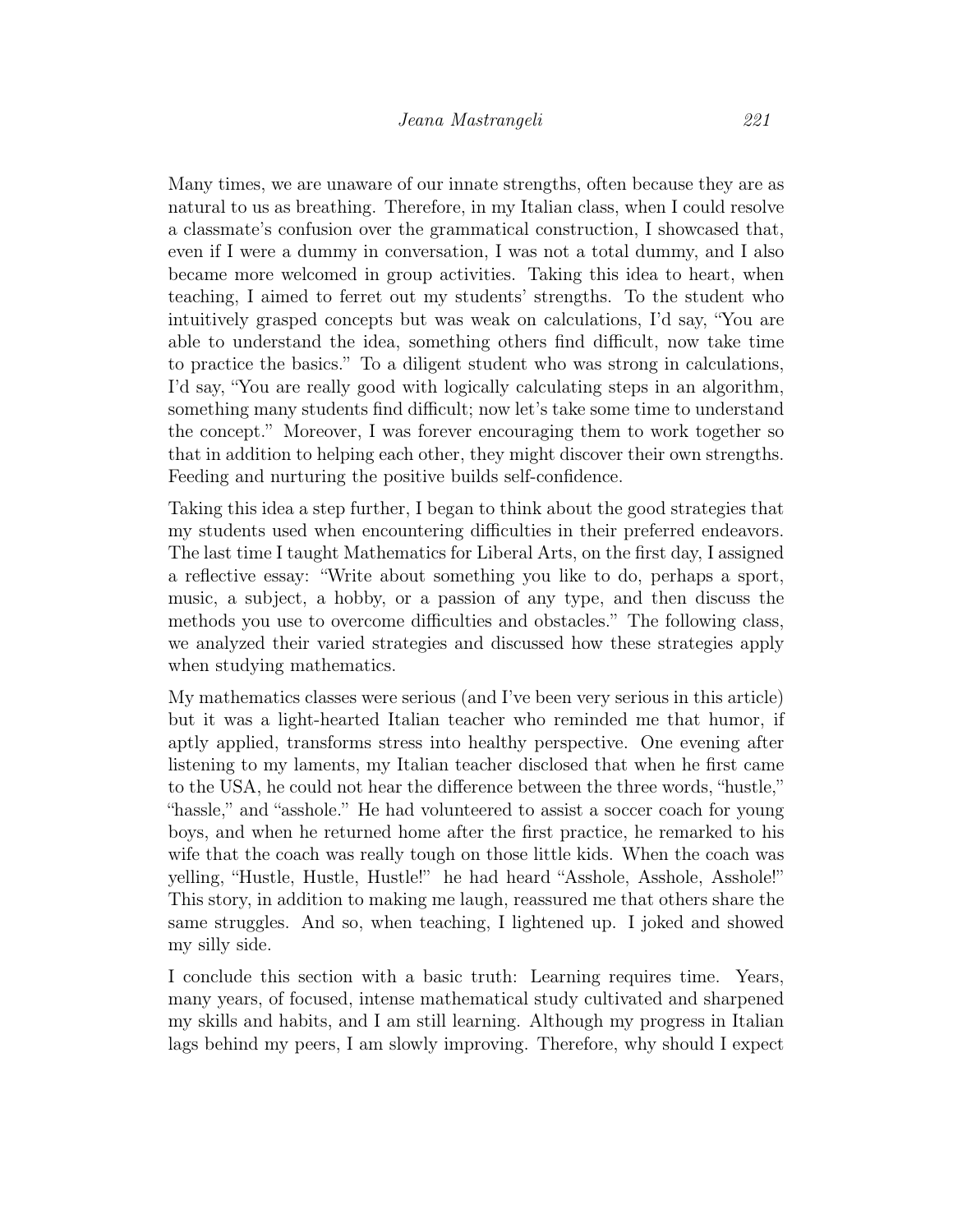Many times, we are unaware of our innate strengths, often because they are as natural to us as breathing. Therefore, in my Italian class, when I could resolve a classmate's confusion over the grammatical construction, I showcased that, even if I were a dummy in conversation, I was not a total dummy, and I also became more welcomed in group activities. Taking this idea to heart, when teaching, I aimed to ferret out my students' strengths. To the student who intuitively grasped concepts but was weak on calculations, I'd say, "You are able to understand the idea, something others find difficult, now take time to practice the basics." To a diligent student who was strong in calculations, I'd say, "You are really good with logically calculating steps in an algorithm, something many students find difficult; now let's take some time to understand the concept." Moreover, I was forever encouraging them to work together so that in addition to helping each other, they might discover their own strengths. Feeding and nurturing the positive builds self-confidence.

Taking this idea a step further, I began to think about the good strategies that my students used when encountering difficulties in their preferred endeavors. The last time I taught Mathematics for Liberal Arts, on the first day, I assigned a reflective essay: "Write about something you like to do, perhaps a sport, music, a subject, a hobby, or a passion of any type, and then discuss the methods you use to overcome difficulties and obstacles." The following class, we analyzed their varied strategies and discussed how these strategies apply when studying mathematics.

My mathematics classes were serious (and I've been very serious in this article) but it was a light-hearted Italian teacher who reminded me that humor, if aptly applied, transforms stress into healthy perspective. One evening after listening to my laments, my Italian teacher disclosed that when he first came to the USA, he could not hear the difference between the three words, "hustle," "hassle," and "asshole." He had volunteered to assist a soccer coach for young boys, and when he returned home after the first practice, he remarked to his wife that the coach was really tough on those little kids. When the coach was yelling, "Hustle, Hustle, Hustle!" he had heard "Asshole, Asshole, Asshole!" This story, in addition to making me laugh, reassured me that others share the same struggles. And so, when teaching, I lightened up. I joked and showed my silly side.

I conclude this section with a basic truth: Learning requires time. Years, many years, of focused, intense mathematical study cultivated and sharpened my skills and habits, and I am still learning. Although my progress in Italian lags behind my peers, I am slowly improving. Therefore, why should I expect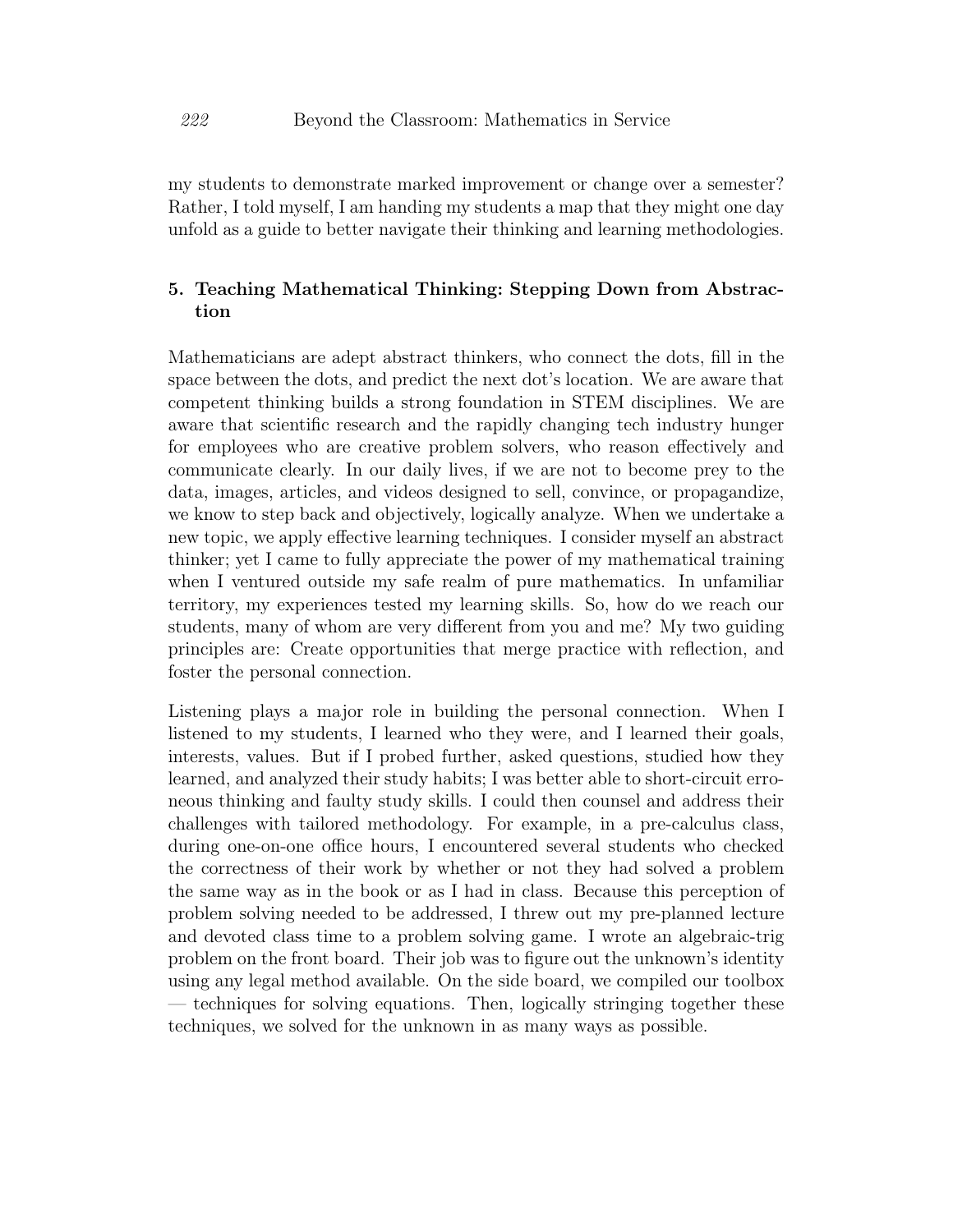my students to demonstrate marked improvement or change over a semester? Rather, I told myself, I am handing my students a map that they might one day unfold as a guide to better navigate their thinking and learning methodologies.

## 5. Teaching Mathematical Thinking: Stepping Down from Abstraction

Mathematicians are adept abstract thinkers, who connect the dots, fill in the space between the dots, and predict the next dot's location. We are aware that competent thinking builds a strong foundation in STEM disciplines. We are aware that scientific research and the rapidly changing tech industry hunger for employees who are creative problem solvers, who reason effectively and communicate clearly. In our daily lives, if we are not to become prey to the data, images, articles, and videos designed to sell, convince, or propagandize, we know to step back and objectively, logically analyze. When we undertake a new topic, we apply effective learning techniques. I consider myself an abstract thinker; yet I came to fully appreciate the power of my mathematical training when I ventured outside my safe realm of pure mathematics. In unfamiliar territory, my experiences tested my learning skills. So, how do we reach our students, many of whom are very different from you and me? My two guiding principles are: Create opportunities that merge practice with reflection, and foster the personal connection.

Listening plays a major role in building the personal connection. When I listened to my students, I learned who they were, and I learned their goals, interests, values. But if I probed further, asked questions, studied how they learned, and analyzed their study habits; I was better able to short-circuit erroneous thinking and faulty study skills. I could then counsel and address their challenges with tailored methodology. For example, in a pre-calculus class, during one-on-one office hours, I encountered several students who checked the correctness of their work by whether or not they had solved a problem the same way as in the book or as I had in class. Because this perception of problem solving needed to be addressed, I threw out my pre-planned lecture and devoted class time to a problem solving game. I wrote an algebraic-trig problem on the front board. Their job was to figure out the unknown's identity using any legal method available. On the side board, we compiled our toolbox — techniques for solving equations. Then, logically stringing together these techniques, we solved for the unknown in as many ways as possible.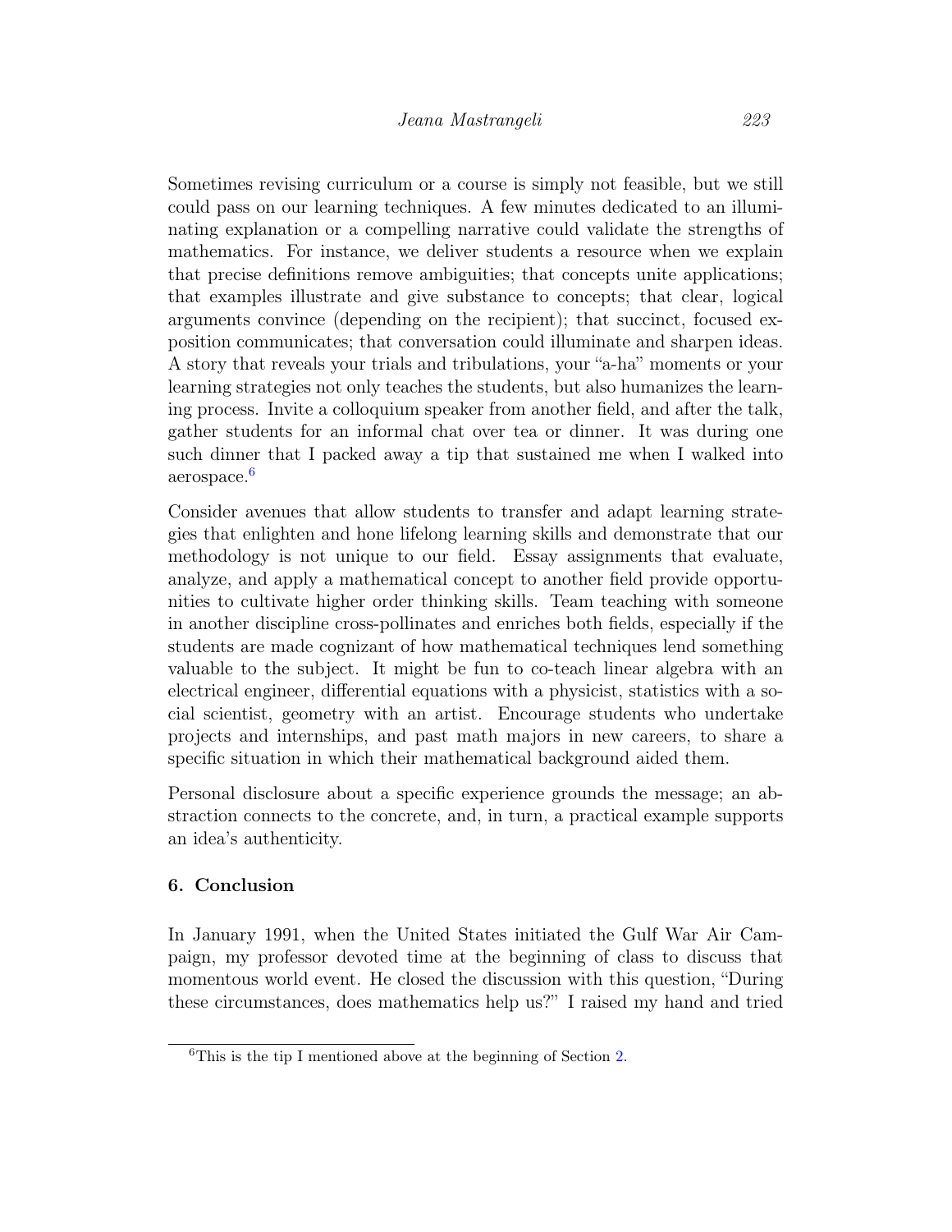Sometimes revising curriculum or a course is simply not feasible, but we still could pass on our learning techniques. A few minutes dedicated to an illuminating explanation or a compelling narrative could validate the strengths of mathematics. For instance, we deliver students a resource when we explain that precise definitions remove ambiguities; that concepts unite applications; that examples illustrate and give substance to concepts; that clear, logical arguments convince (depending on the recipient); that succinct, focused exposition communicates; that conversation could illuminate and sharpen ideas. A story that reveals your trials and tribulations, your "a-ha" moments or your learning strategies not only teaches the students, but also humanizes the learning process. Invite a colloquium speaker from another field, and after the talk, gather students for an informal chat over tea or dinner. It was during one such dinner that I packed away a tip that sustained me when I walked into aerospace.[6]

Consider avenues that allow students to transfer and adapt learning strategies that enlighten and hone lifelong learning skills and demonstrate that our methodology is not unique to our field. Essay assignments that evaluate, analyze, and apply a mathematical concept to another field provide opportunities to cultivate higher order thinking skills. Team teaching with someone in another discipline cross-pollinates and enriches both fields, especially if the students are made cognizant of how mathematical techniques lend something valuable to the subject. It might be fun to co-teach linear algebra with an electrical engineer, differential equations with a physicist, statistics with a social scientist, geometry with an artist. Encourage students who undertake projects and internships, and past math majors in new careers, to share a specific situation in which their mathematical background aided them.

Personal disclosure about a specific experience grounds the message; an abstraction connects to the concrete, and, in turn, a practical example supports an idea's authenticity.

## 6. Conclusion

In January 1991, when the United States initiated the Gulf War Air Campaign, my professor devoted time at the beginning of class to discuss that momentous world event. He closed the discussion with this question, "During these circumstances, does mathematics help us?" I raised my hand and tried

[6] This is the tip I mentioned above at the beginning of Section 2.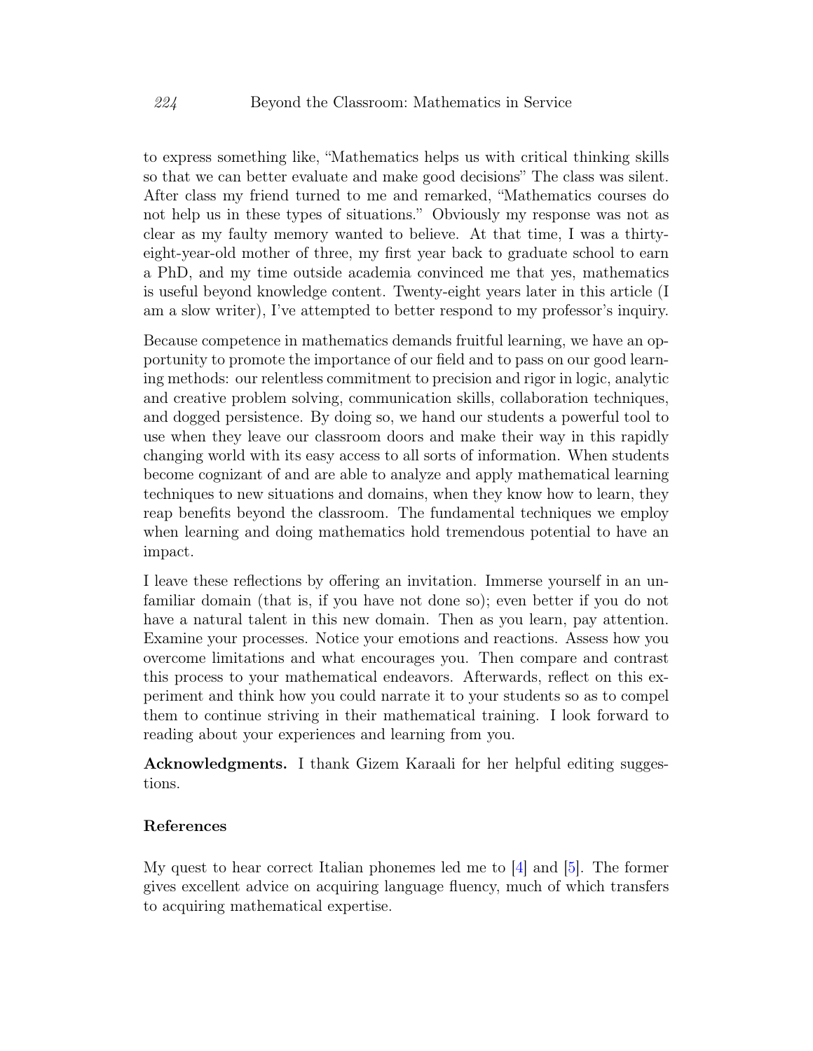to express something like, "Mathematics helps us with critical thinking skills so that we can better evaluate and make good decisions" The class was silent. After class my friend turned to me and remarked, "Mathematics courses do not help us in these types of situations." Obviously my response was not as clear as my faulty memory wanted to believe. At that time, I was a thirty-eight-year-old mother of three, my first year back to graduate school to earn a PhD, and my time outside academia convinced me that yes, mathematics is useful beyond knowledge content. Twenty-eight years later in this article (I am a slow writer), I've attempted to better respond to my professor's inquiry.

Because competence in mathematics demands fruitful learning, we have an opportunity to promote the importance of our field and to pass on our good learning methods: our relentless commitment to precision and rigor in logic, analytic and creative problem solving, communication skills, collaboration techniques, and dogged persistence. By doing so, we hand our students a powerful tool to use when they leave our classroom doors and make their way in this rapidly changing world with its easy access to all sorts of information. When students become cognizant of and are able to analyze and apply mathematical learning techniques to new situations and domains, when they know how to learn, they reap benefits beyond the classroom. The fundamental techniques we employ when learning and doing mathematics hold tremendous potential to have an impact.

I leave these reflections by offering an invitation. Immerse yourself in an unfamiliar domain (that is, if you have not done so); even better if you do not have a natural talent in this new domain. Then as you learn, pay attention. Examine your processes. Notice your emotions and reactions. Assess how you overcome limitations and what encourages you. Then compare and contrast this process to your mathematical endeavors. Afterwards, reflect on this experiment and think how you could narrate it to your students so as to compel them to continue striving in their mathematical training. I look forward to reading about your experiences and learning from you.

**Acknowledgments.** I thank Gizem Karaali for her helpful editing suggestions.

## References

My quest to hear correct Italian phonemes led me to [4] and [5]. The former gives excellent advice on acquiring language fluency, much of which transfers to acquiring mathematical expertise.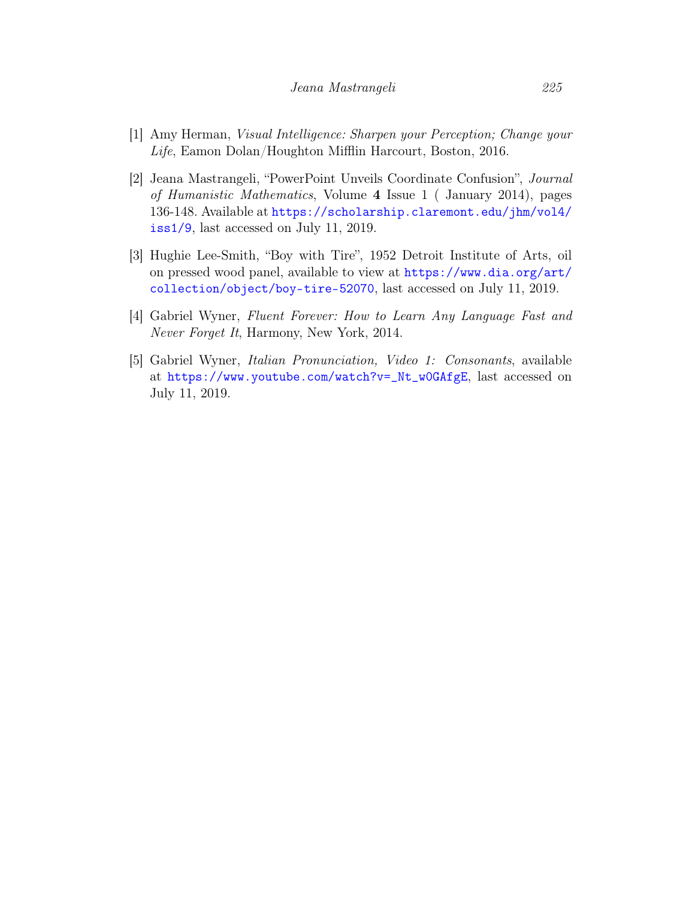[1] Amy Herman, *Visual Intelligence: Sharpen your Perception; Change your Life*, Eamon Dolan/Houghton Mifflin Harcourt, Boston, 2016.

[2] Jeana Mastrangeli, "PowerPoint Unveils Coordinate Confusion", *Journal of Humanistic Mathematics*, Volume **4** Issue 1 ( January 2014), pages 136-148. Available at https://scholarship.claremont.edu/jhm/vol4/iss1/9, last accessed on July 11, 2019.

[3] Hughie Lee-Smith, "Boy with Tire", 1952 Detroit Institute of Arts, oil on pressed wood panel, available to view at https://www.dia.org/art/collection/object/boy-tire-52070, last accessed on July 11, 2019.

[4] Gabriel Wyner, *Fluent Forever: How to Learn Any Language Fast and Never Forget It*, Harmony, New York, 2014.

[5] Gabriel Wyner, *Italian Pronunciation, Video 1: Consonants*, available at https://www.youtube.com/watch?v=_Nt_w0GAfgE, last accessed on July 11, 2019.